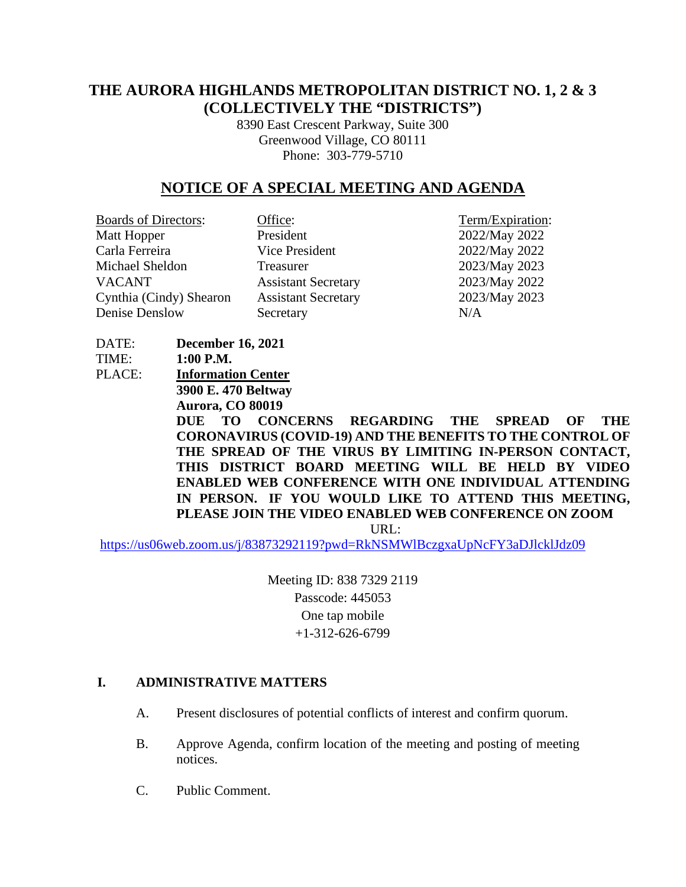# THE AURORA HIGHLANDS METROPOLITAN DISTRICT NO. 1, 2 & 3 (COLLECTIVELY THE "DISTRICTS")

8390 East Crescent Parkway, Suite 300
Greenwood Village, CO 80111
Phone: 303-779-5710

## NOTICE OF A SPECIAL MEETING AND AGENDA

| Boards of Directors: | Office: | Term/Expiration: |
|---|---|---|
| Matt Hopper | President | 2022/May 2022 |
| Carla Ferreira | Vice President | 2022/May 2022 |
| Michael Sheldon | Treasurer | 2023/May 2023 |
| VACANT | Assistant Secretary | 2023/May 2022 |
| Cynthia (Cindy) Shearon | Assistant Secretary | 2023/May 2023 |
| Denise Denslow | Secretary | N/A |

DATE: **December 16, 2021**

TIME: **1:00 P.M.**

PLACE: **Information Center**
**3900 E. 470 Beltway**
**Aurora, CO 80019**

**DUE TO CONCERNS REGARDING THE SPREAD OF THE CORONAVIRUS (COVID-19) AND THE BENEFITS TO THE CONTROL OF THE SPREAD OF THE VIRUS BY LIMITING IN-PERSON CONTACT, THIS DISTRICT BOARD MEETING WILL BE HELD BY VIDEO ENABLED WEB CONFERENCE WITH ONE INDIVIDUAL ATTENDING IN PERSON. IF YOU WOULD LIKE TO ATTEND THIS MEETING, PLEASE JOIN THE VIDEO ENABLED WEB CONFERENCE ON ZOOM**

URL:
https://us06web.zoom.us/j/83873292119?pwd=RkNSMWlBczgxaUpNcFY3aDJlcklJdz09

Meeting ID: 838 7329 2119
Passcode: 445053
One tap mobile
+1-312-626-6799

### I. ADMINISTRATIVE MATTERS

A. Present disclosures of potential conflicts of interest and confirm quorum.

B. Approve Agenda, confirm location of the meeting and posting of meeting notices.

C. Public Comment.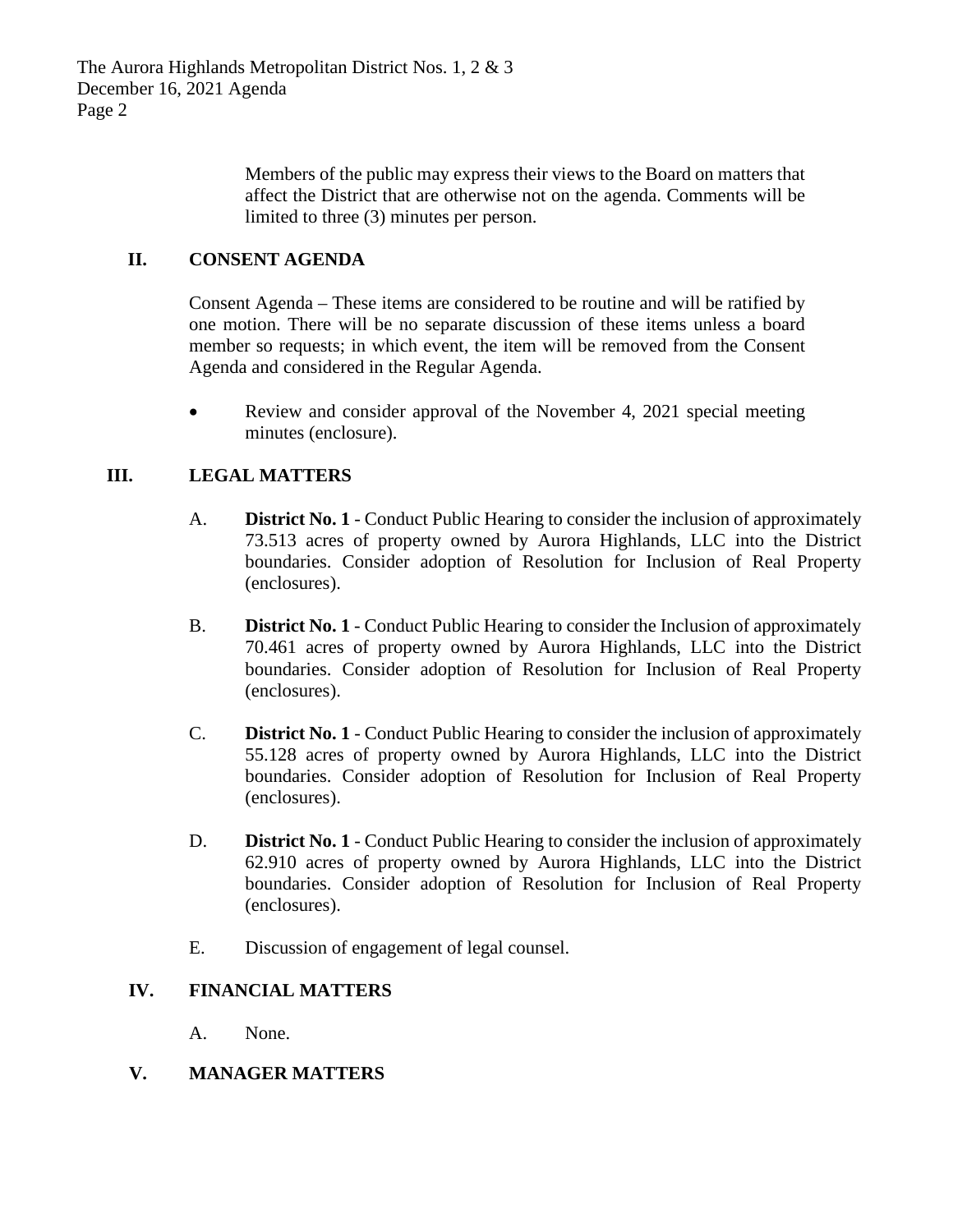Members of the public may express their views to the Board on matters that affect the District that are otherwise not on the agenda. Comments will be limited to three (3) minutes per person.

## II. CONSENT AGENDA

Consent Agenda – These items are considered to be routine and will be ratified by one motion. There will be no separate discussion of these items unless a board member so requests; in which event, the item will be removed from the Consent Agenda and considered in the Regular Agenda.

- Review and consider approval of the November 4, 2021 special meeting minutes (enclosure).

## III. LEGAL MATTERS

A. **District No. 1** - Conduct Public Hearing to consider the inclusion of approximately 73.513 acres of property owned by Aurora Highlands, LLC into the District boundaries. Consider adoption of Resolution for Inclusion of Real Property (enclosures).

B. **District No. 1** - Conduct Public Hearing to consider the Inclusion of approximately 70.461 acres of property owned by Aurora Highlands, LLC into the District boundaries. Consider adoption of Resolution for Inclusion of Real Property (enclosures).

C. **District No. 1** - Conduct Public Hearing to consider the inclusion of approximately 55.128 acres of property owned by Aurora Highlands, LLC into the District boundaries. Consider adoption of Resolution for Inclusion of Real Property (enclosures).

D. **District No. 1** - Conduct Public Hearing to consider the inclusion of approximately 62.910 acres of property owned by Aurora Highlands, LLC into the District boundaries. Consider adoption of Resolution for Inclusion of Real Property (enclosures).

E. Discussion of engagement of legal counsel.

## IV. FINANCIAL MATTERS

A. None.

## V. MANAGER MATTERS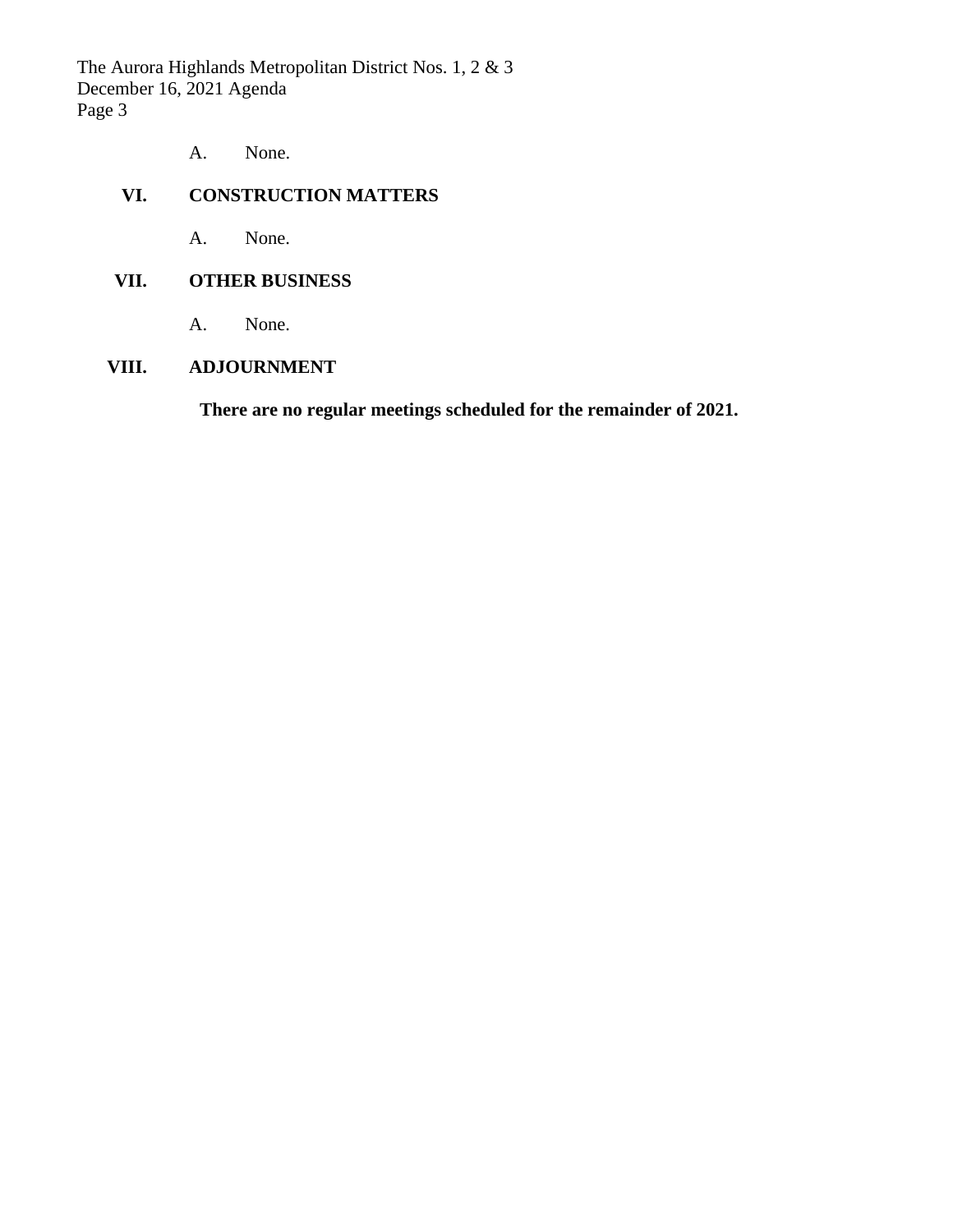A. None.

## VI. CONSTRUCTION MATTERS

A. None.

## VII. OTHER BUSINESS

A. None.

## VIII. ADJOURNMENT

**There are no regular meetings scheduled for the remainder of 2021.**